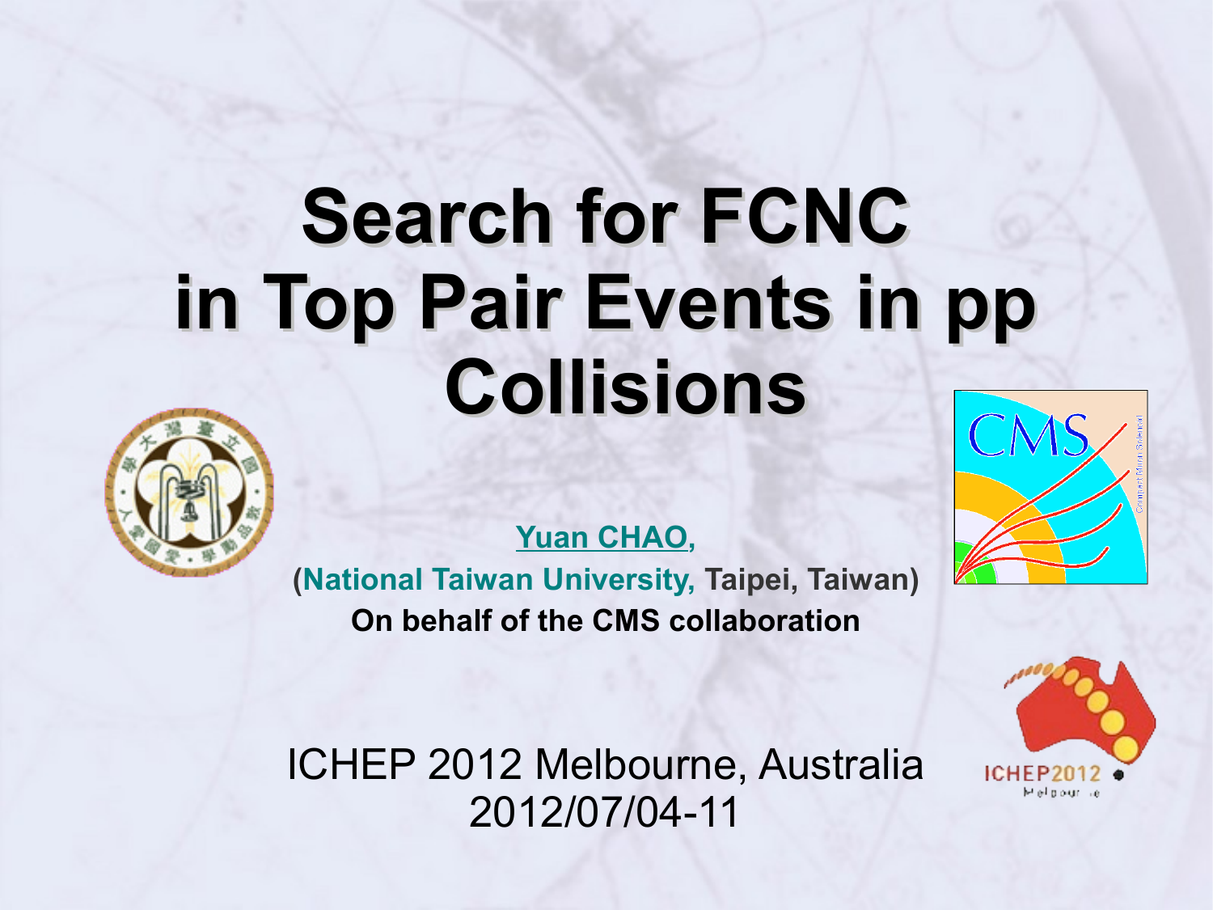# Search for FCNC in Top Pair Events in pp Collisions

Yuan CHAO,

(National Taiwan University, Taipei, Taiwan)

**On behalf of the CMS collaboration**

ICHEP 2012 Melbourne, Australia
2012/07/04-11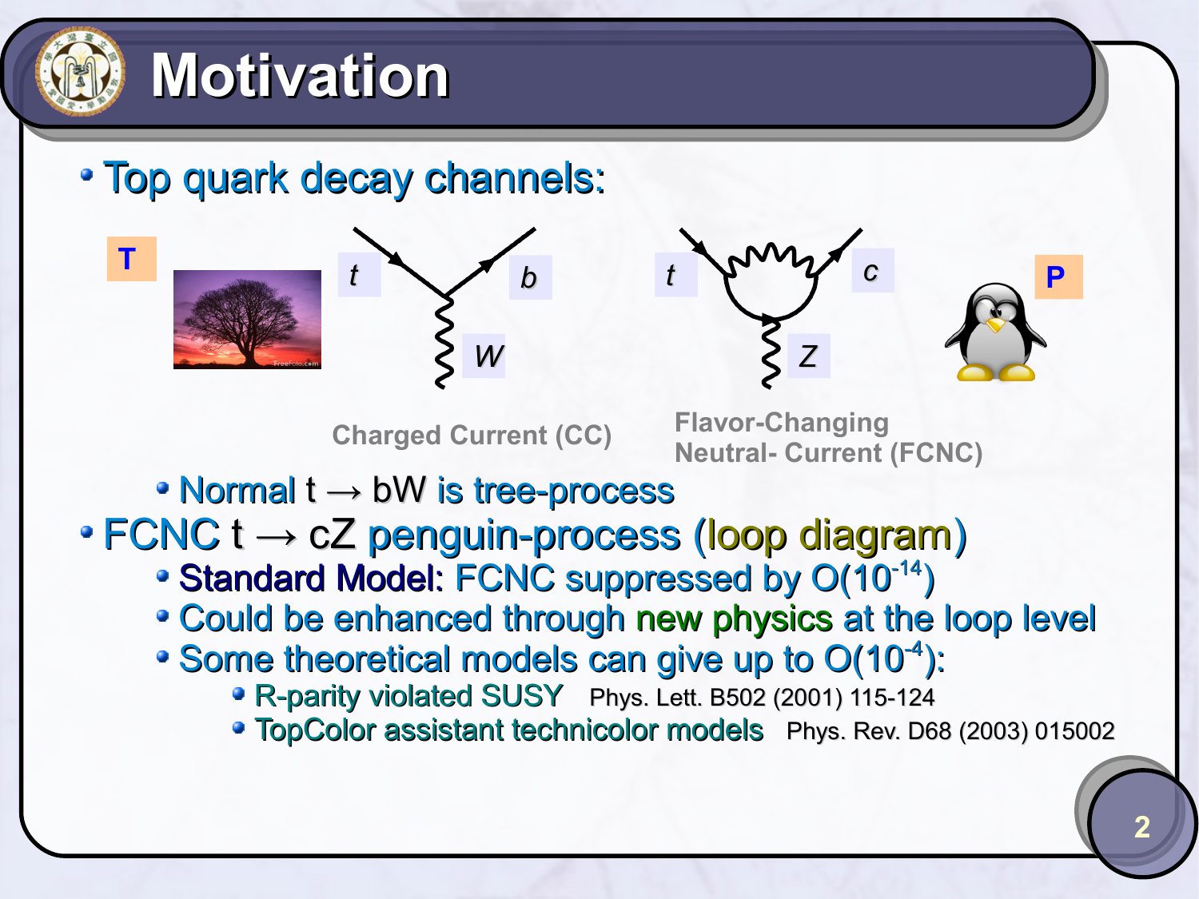# Motivation

- Top quark decay channels:

T — $t \to b\,W$ — Charged Current (CC)

$t \to c\,Z$ — Flavor-Changing Neutral- Current (FCNC) — P

  - Normal $t \to bW$ is tree-process
- FCNC $t \to cZ$ penguin-process (loop diagram)
  - Standard Model: FCNC suppressed by $O(10^{-14})$
  - Could be enhanced through new physics at the loop level
  - Some theoretical models can give up to $O(10^{-4})$:
    - R-parity violated SUSY   Phys. Lett. B502 (2001) 115-124
    - TopColor assistant technicolor models   Phys. Rev. D68 (2003) 015002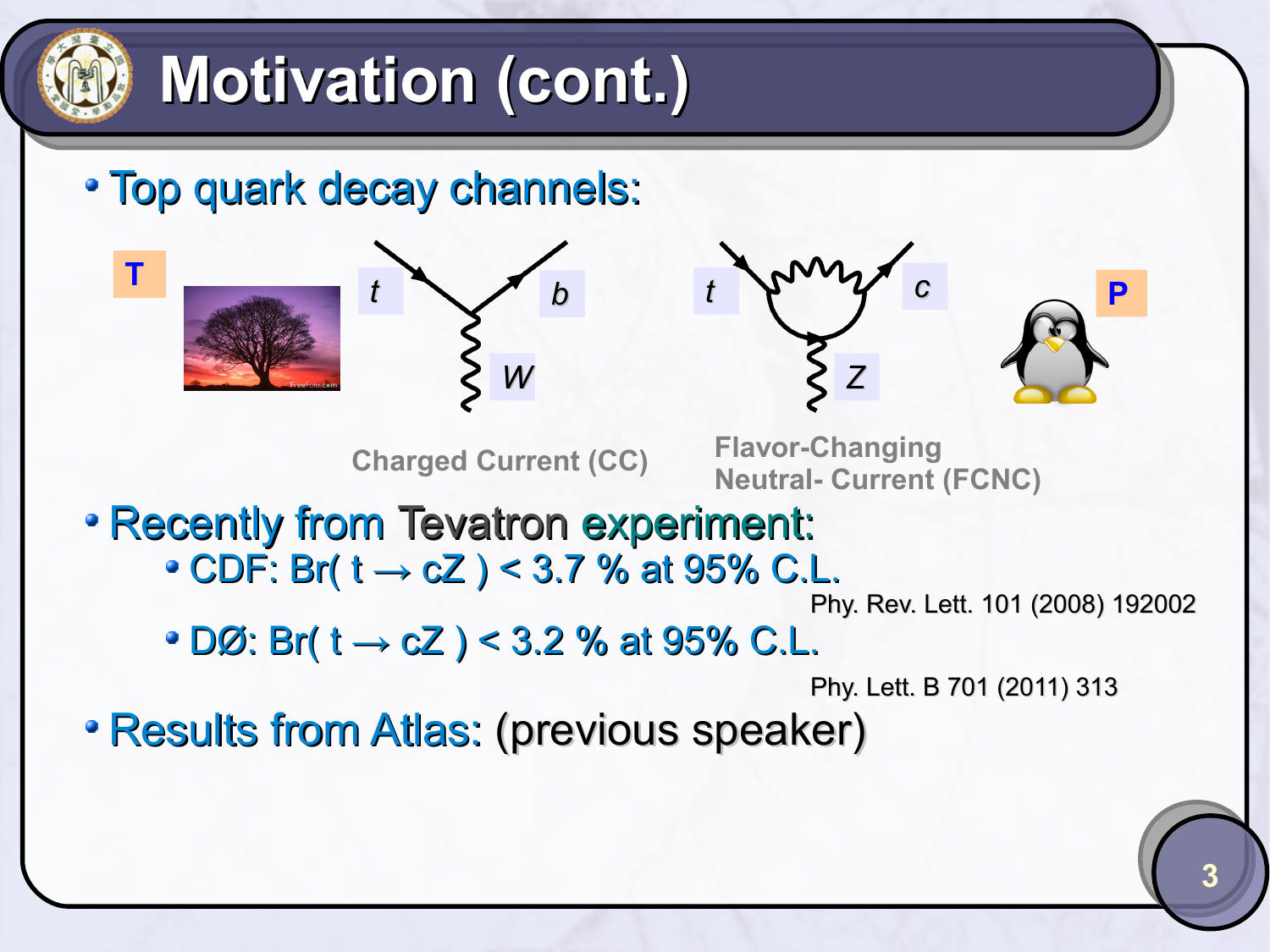# Motivation (cont.)

- Top quark decay channels:

T

$t$ $b$ $W$

$t$ $c$ $Z$

P

Charged Current (CC)

Flavor-Changing Neutral- Current (FCNC)

- Recently from Tevatron experiment:
  - CDF: Br( $t \to cZ$ ) < 3.7 % at 95% C.L.

    Phy. Rev. Lett. 101 (2008) 192002
  - DØ: Br( $t \to cZ$ ) < 3.2 % at 95% C.L.

    Phy. Lett. B 701 (2011) 313
- Results from Atlas: (previous speaker)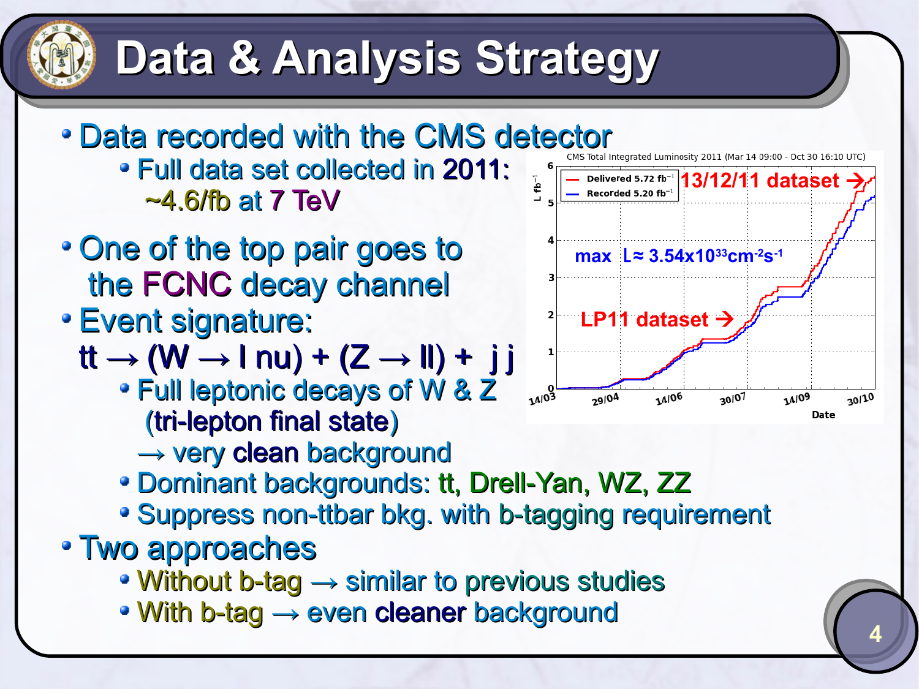# Data & Analysis Strategy

- Data recorded with the CMS detector
  - Full data set collected in 2011: ~4.6/fb at 7 TeV
- One of the top pair goes to the FCNC decay channel
- Event signature:

  tt → (W → l nu) + (Z → ll) + j j
  - Full leptonic decays of W & Z (tri-lepton final state) → very clean background
  - Dominant backgrounds: tt, Drell-Yan, WZ, ZZ
  - Suppress non-ttbar bkg. with b-tagging requirement
- Two approaches
  - Without b-tag → similar to previous studies
  - With b-tag → even cleaner background

CMS Total Integrated Luminosity 2011 (Mar 14 09:00 - Oct 30 16:10 UTC)

Delivered 5.72 $fb^{-1}$

Recorded 5.20 $fb^{-1}$

13/12/11 dataset →

max $L \approx 3.54 \times 10^{33} cm^{-2}s^{-1}$

LP11 dataset →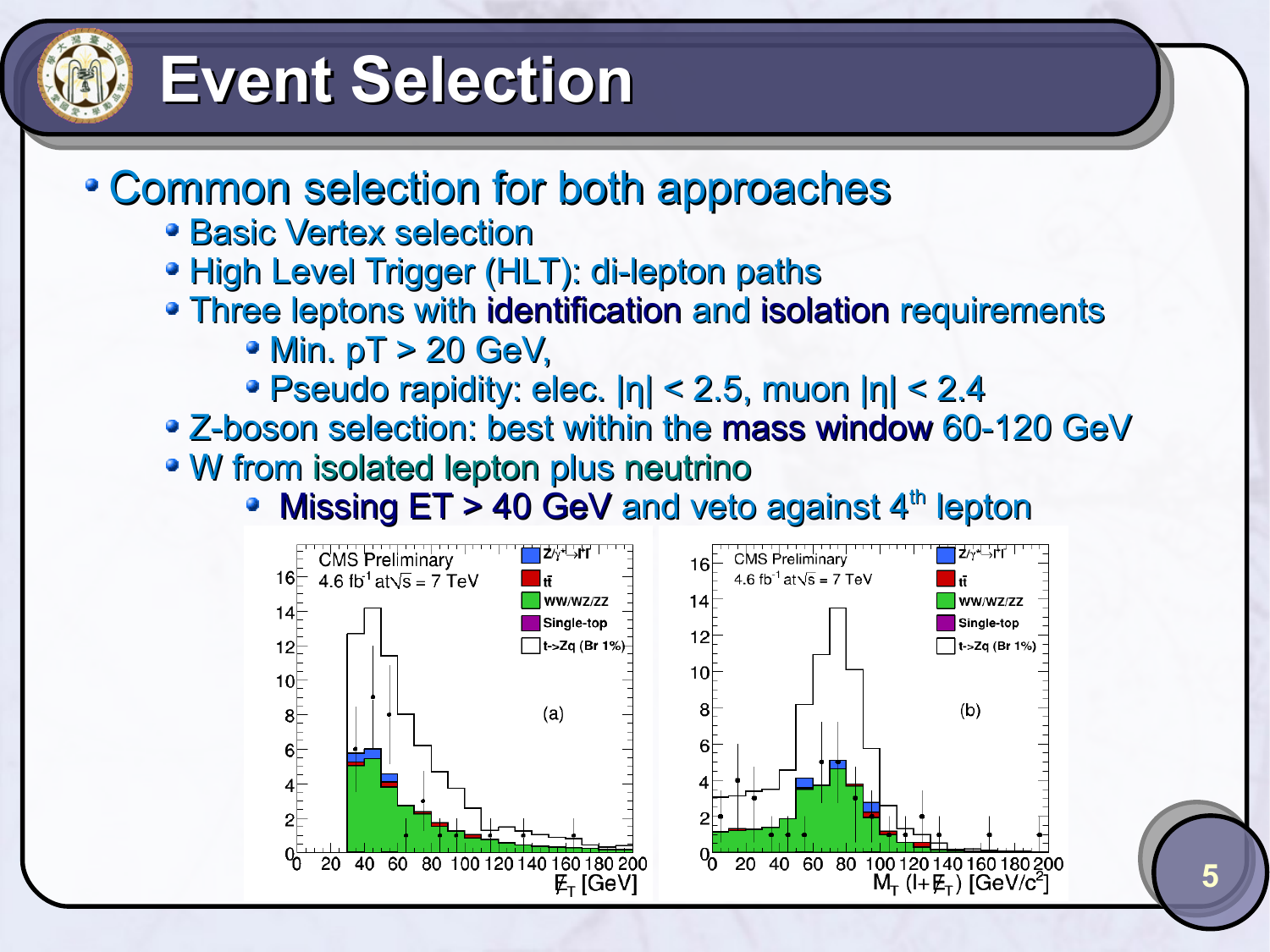# Event Selection

- Common selection for both approaches
  - Basic Vertex selection
  - High Level Trigger (HLT): di-lepton paths
  - Three leptons with **identification** and **isolation** requirements
    - Min. pT > 20 GeV,
    - Pseudo rapidity: elec. $|\eta| < 2.5$, muon $|\eta| < 2.4$
  - Z-boson selection: best within the **mass window** 60-120 GeV
  - W from isolated lepton plus neutrino
    - **Missing ET > 40 GeV** and veto against 4th lepton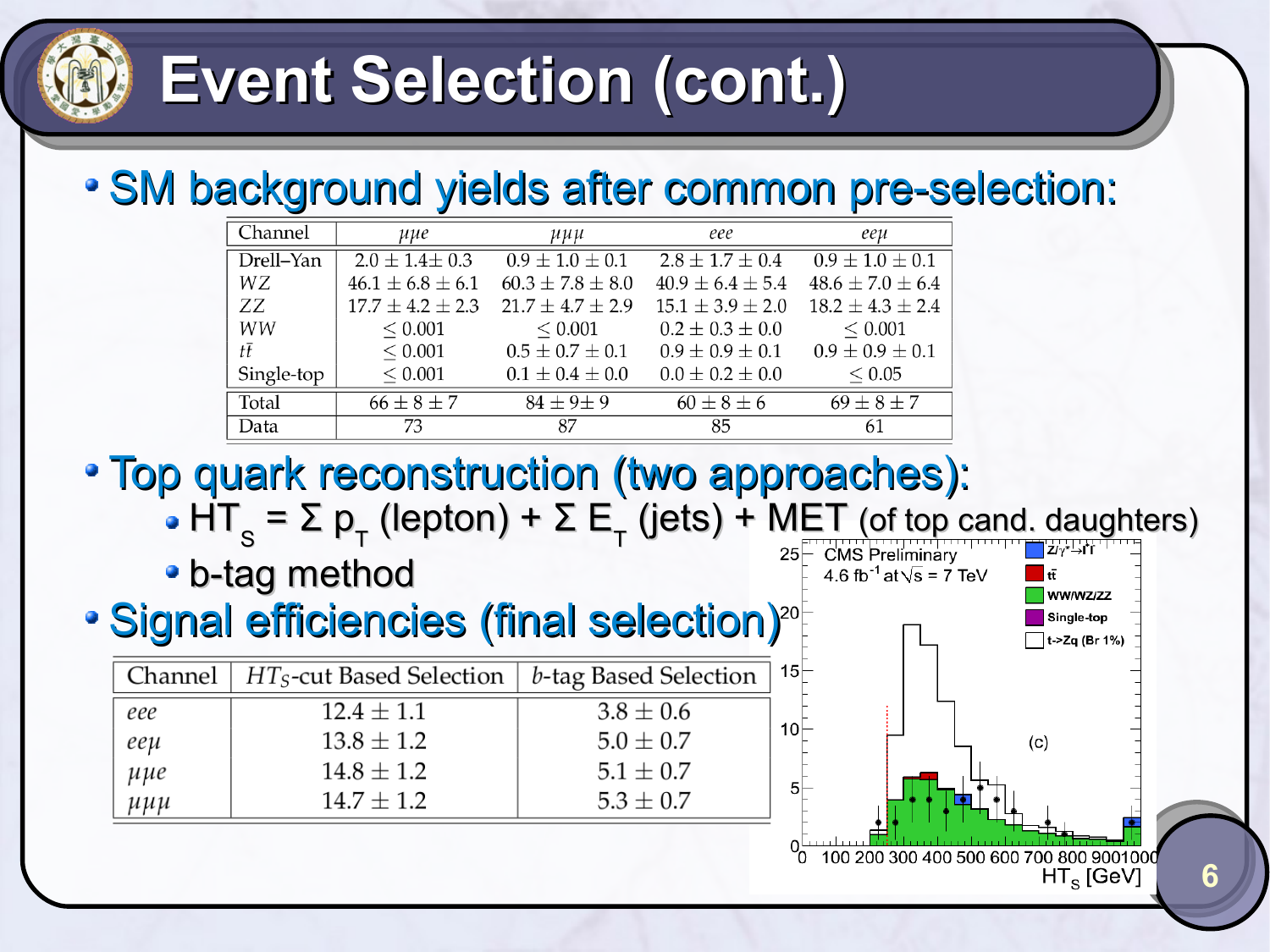# Event Selection (cont.)

- SM background yields after common pre-selection:

| Channel | $\mu\mu e$ | $\mu\mu\mu$ | $eee$ | $ee\mu$ |
|---|---|---|---|---|
| Drell–Yan | $2.0 \pm 1.4 \pm 0.3$ | $0.9 \pm 1.0 \pm 0.1$ | $2.8 \pm 1.7 \pm 0.4$ | $0.9 \pm 1.0 \pm 0.1$ |
| $WZ$ | $46.1 \pm 6.8 \pm 6.1$ | $60.3 \pm 7.8 \pm 8.0$ | $40.9 \pm 6.4 \pm 5.4$ | $48.6 \pm 7.0 \pm 6.4$ |
| $ZZ$ | $17.7 \pm 4.2 \pm 2.3$ | $21.7 \pm 4.7 \pm 2.9$ | $15.1 \pm 3.9 \pm 2.0$ | $18.2 \pm 4.3 \pm 2.4$ |
| $WW$ | $\leq 0.001$ | $\leq 0.001$ | $0.2 \pm 0.3 \pm 0.0$ | $\leq 0.001$ |
| $t\bar{t}$ | $\leq 0.001$ | $0.5 \pm 0.7 \pm 0.1$ | $0.9 \pm 0.9 \pm 0.1$ | $0.9 \pm 0.9 \pm 0.1$ |
| Single-top | $\leq 0.001$ | $0.1 \pm 0.4 \pm 0.0$ | $0.0 \pm 0.2 \pm 0.0$ | $\leq 0.05$ |
| Total | $66 \pm 8 \pm 7$ | $84 \pm 9 \pm 9$ | $60 \pm 8 \pm 6$ | $69 \pm 8 \pm 7$ |
| Data | 73 | 87 | 85 | 61 |

- Top quark reconstruction (two approaches):
  - $HT_S = \Sigma\, p_T$ (lepton) + $\Sigma\, E_T$ (jets) + MET (of top cand. daughters)
  - b-tag method
- Signal efficiencies (final selection)

| Channel | $HT_S$-cut Based Selection | $b$-tag Based Selection |
|---|---|---|
| $eee$ | $12.4 \pm 1.1$ | $3.8 \pm 0.6$ |
| $ee\mu$ | $13.8 \pm 1.2$ | $5.0 \pm 0.7$ |
| $\mu\mu e$ | $14.8 \pm 1.2$ | $5.1 \pm 0.7$ |
| $\mu\mu\mu$ | $14.7 \pm 1.2$ | $5.3 \pm 0.7$ |

CMS Preliminary, 4.6 fb$^{-1}$ at $\sqrt{s}$ = 7 TeV. Legend: $Z/\gamma^* \to l^+l^-$, $t\bar{t}$, WW/WZ/ZZ, Single-top, t->Zq (Br 1%). (c) $HT_S$ [GeV]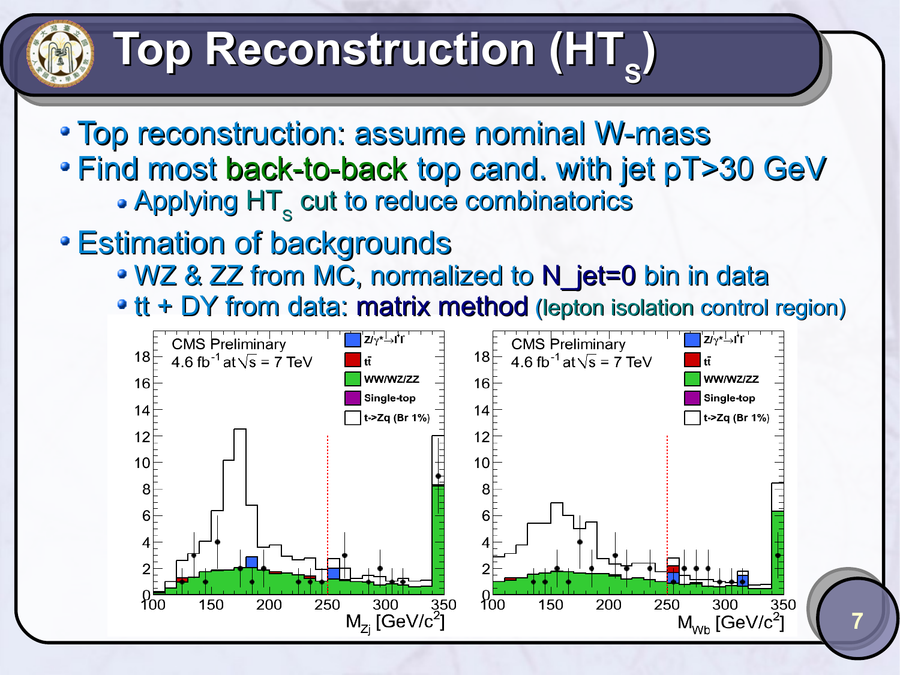# Top Reconstruction ($HT_s$)

- Top reconstruction: assume nominal W-mass
- Find most back-to-back top cand. with jet pT>30 GeV
  - Applying $HT_s$ cut to reduce combinatorics
- Estimation of backgrounds
  - WZ & ZZ from MC, normalized to N_jet=0 bin in data
  - tt + DY from data: matrix method (lepton isolation control region)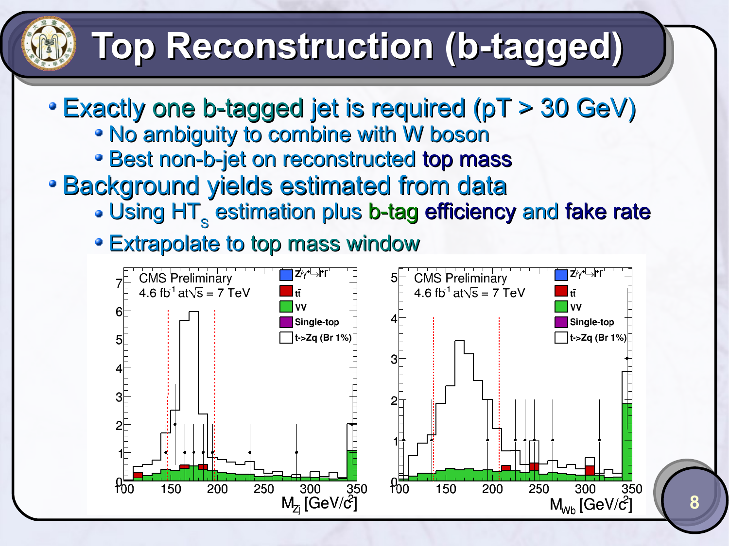# Top Reconstruction (b-tagged)

- Exactly one b-tagged jet is required ($p_T > 30$ GeV)
  - No ambiguity to combine with W boson
  - Best non-b-jet on reconstructed **top mass**
- Background yields estimated from data
  - Using $HT_S$ estimation plus **b-tag efficiency** and **fake rate**
  - Extrapolate to top mass window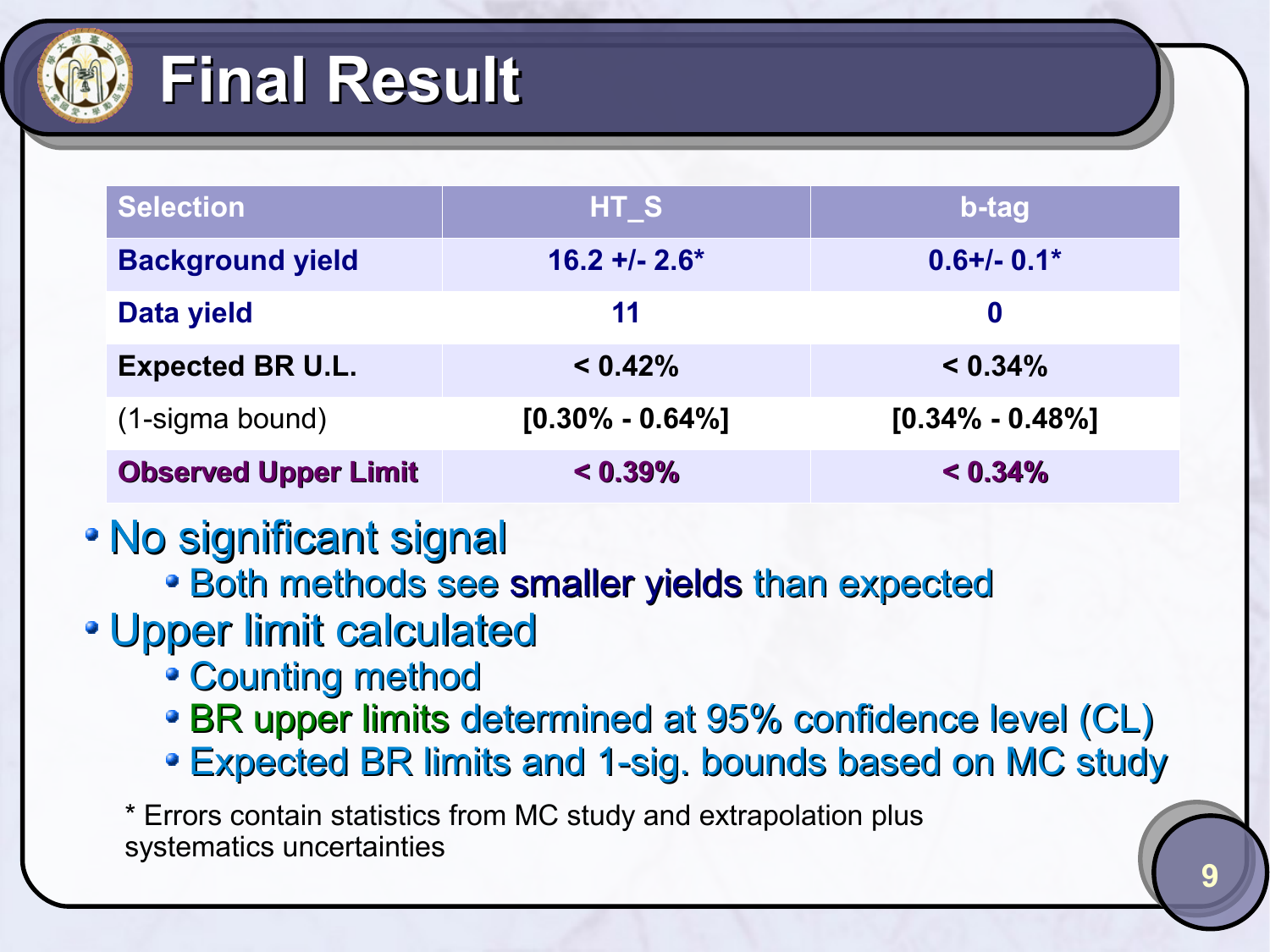# Final Result

| Selection | HT_S | b-tag |
|---|---|---|
| **Background yield** | **16.2 +/- 2.6*** | **0.6+/- 0.1*** |
| **Data yield** | **11** | **0** |
| **Expected BR U.L.** | **< 0.42%** | **< 0.34%** |
| (1-sigma bound) | **[0.30% - 0.64%]** | **[0.34% - 0.48%]** |
| **Observed Upper Limit** | **< 0.39%** | **< 0.34%** |

- No significant signal
  - Both methods see smaller yields than expected
- Upper limit calculated
  - Counting method
  - BR upper limits determined at 95% confidence level (CL)
  - Expected BR limits and 1-sig. bounds based on MC study

\* Errors contain statistics from MC study and extrapolation plus systematics uncertainties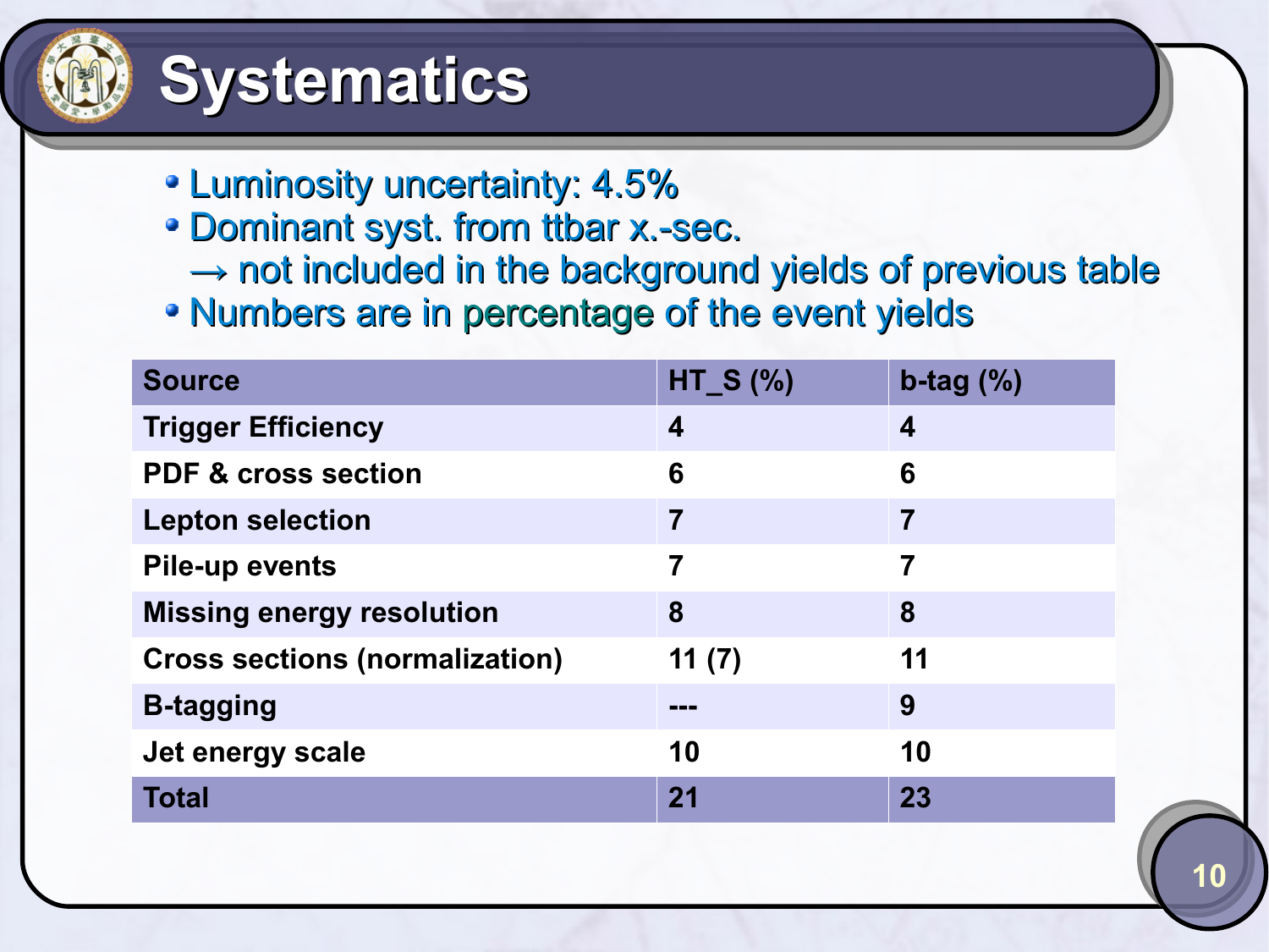# Systematics

- Luminosity uncertainty: 4.5%
- Dominant syst. from ttbar x.-sec.
  → not included in the background yields of previous table
- Numbers are in percentage of the event yields

| Source | HT_S (%) | b-tag (%) |
|---|---|---|
| Trigger Efficiency | 4 | 4 |
| PDF & cross section | 6 | 6 |
| Lepton selection | 7 | 7 |
| Pile-up events | 7 | 7 |
| Missing energy resolution | 8 | 8 |
| Cross sections (normalization) | 11 (7) | 11 |
| B-tagging | --- | 9 |
| Jet energy scale | 10 | 10 |
| Total | 21 | 23 |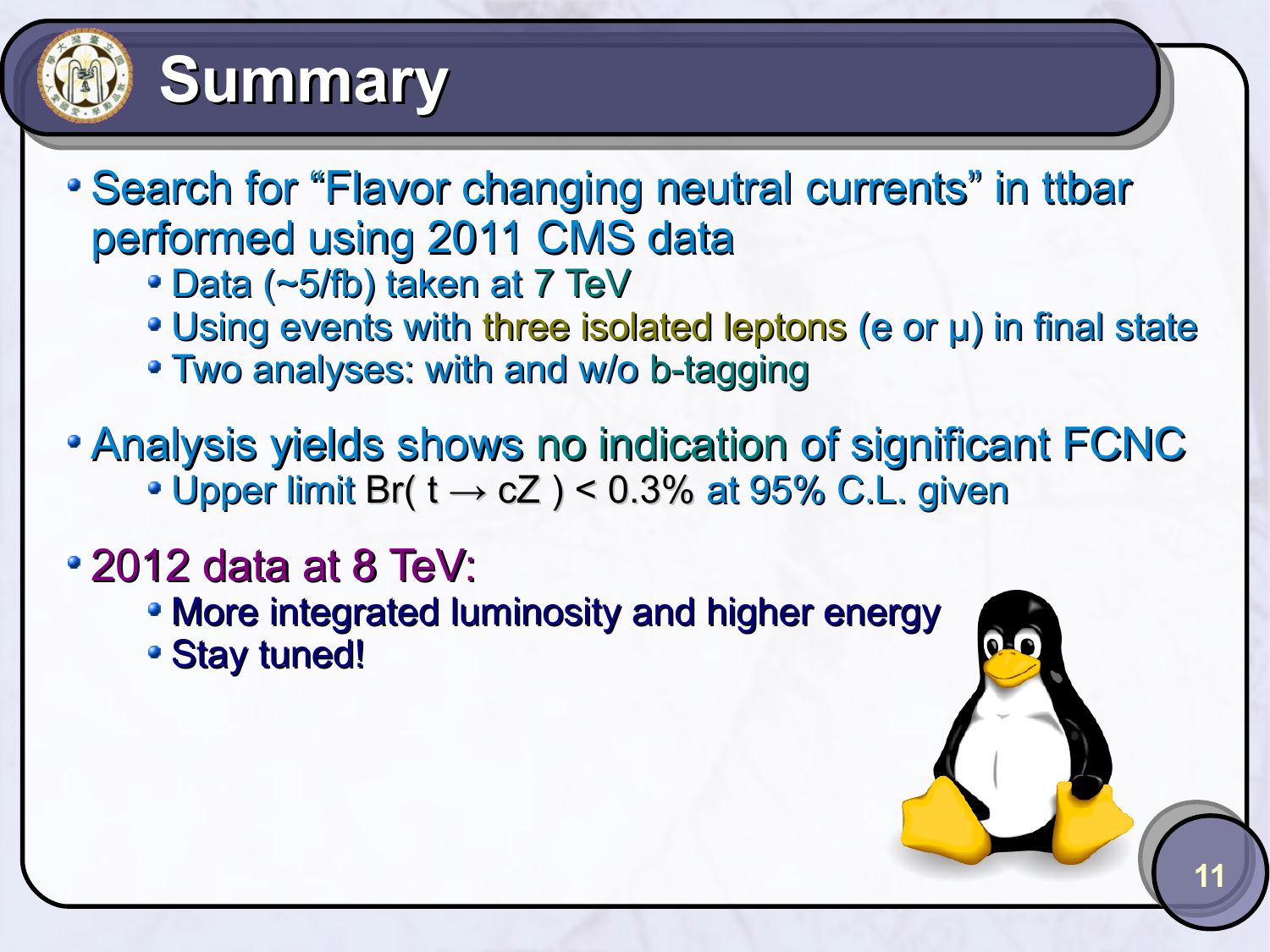# Summary

- Search for "Flavor changing neutral currents" in ttbar performed using 2011 CMS data
  - Data (~5/fb) taken at 7 TeV
  - Using events with three isolated leptons (e or μ) in final state
  - Two analyses: with and w/o b-tagging
- Analysis yields shows no indication of significant FCNC
  - Upper limit Br( $t \rightarrow cZ$ ) < 0.3% at 95% C.L. given
- 2012 data at 8 TeV:
  - More integrated luminosity and higher energy
  - Stay tuned!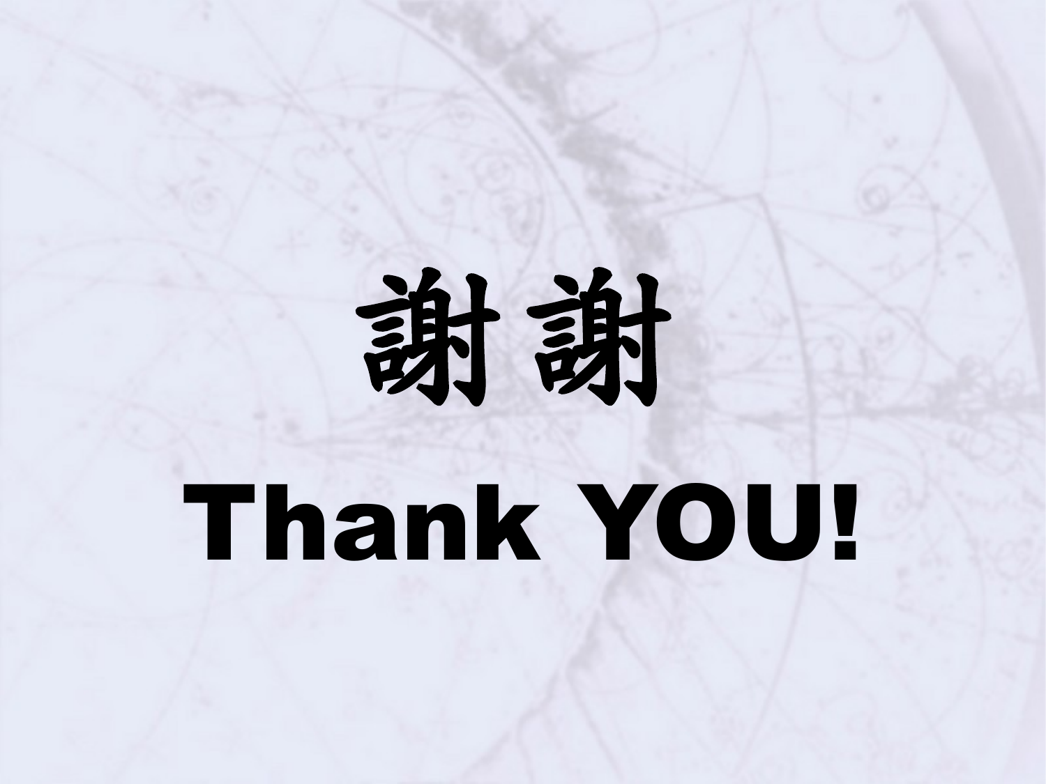# 謝謝

# Thank YOU!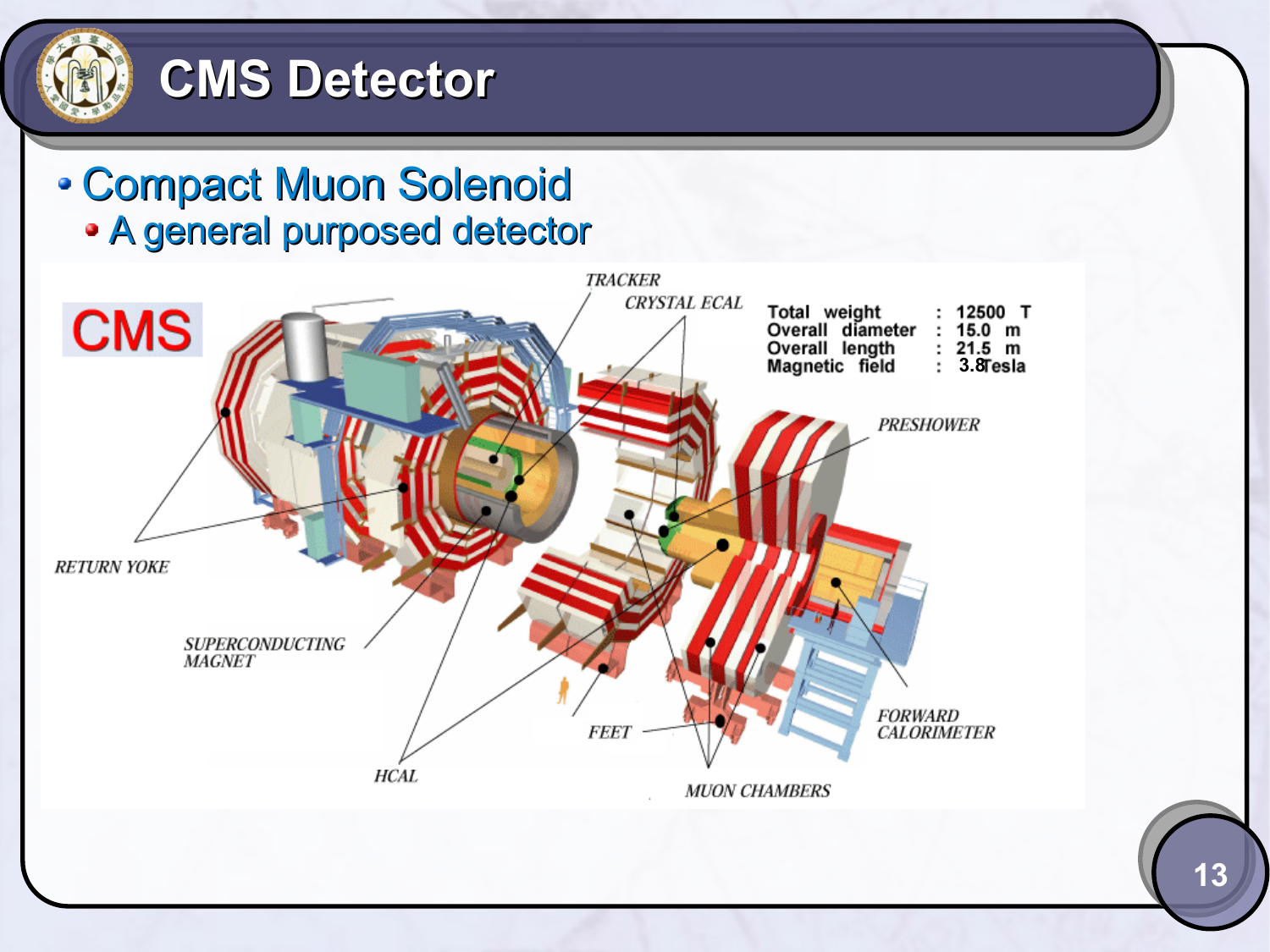# CMS Detector

- Compact Muon Solenoid
  - A general purposed detector

CMS

| | | |
|---|---|---|
| Total weight | : | 12500 T |
| Overall diameter | : | 15.0 m |
| Overall length | : | 21.5 m |
| Magnetic field | : | 3.8Tesla |

TRACKER

CRYSTAL ECAL

PRESHOWER

RETURN YOKE

SUPERCONDUCTING MAGNET

FEET

FORWARD CALORIMETER

HCAL

MUON CHAMBERS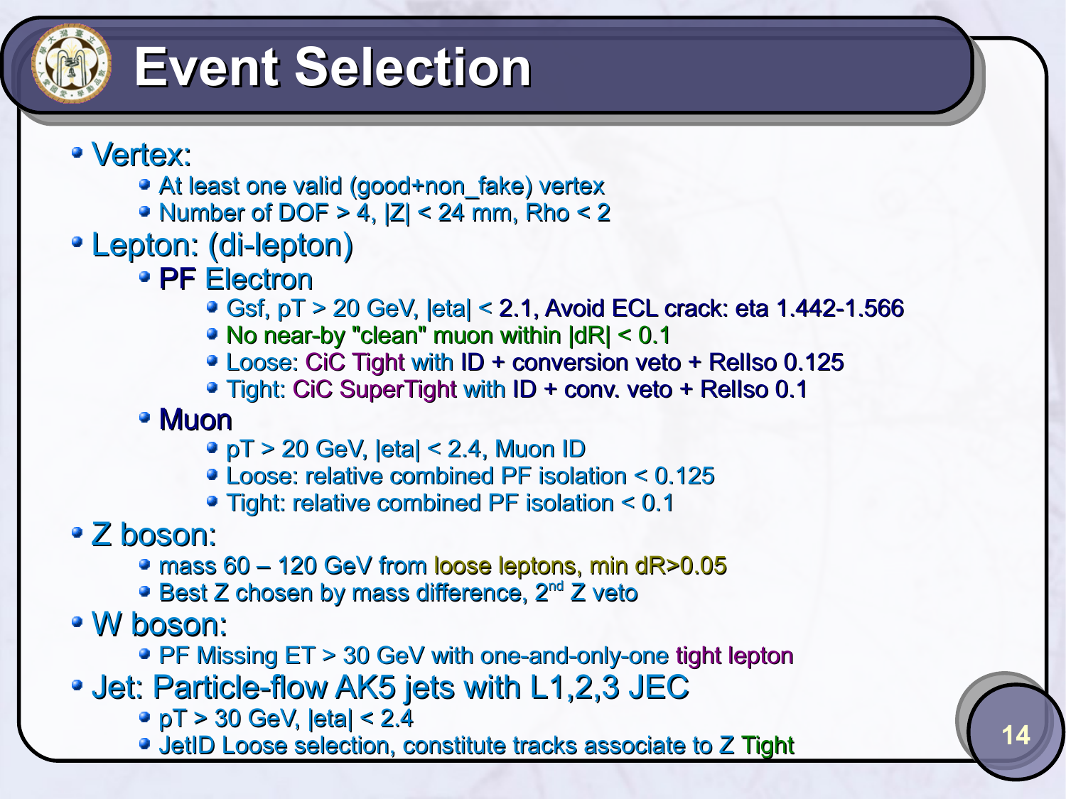# Event Selection

- Vertex:
  - At least one valid (good+non_fake) vertex
  - Number of DOF > 4, |Z| < 24 mm, Rho < 2
- Lepton: (di-lepton)
  - PF Electron
    - Gsf, pT > 20 GeV, |eta| < 2.1, Avoid ECL crack: eta 1.442-1.566
    - No near-by "clean" muon within |dR| < 0.1
    - Loose: CiC Tight with ID + conversion veto + RelIso 0.125
    - Tight: CiC SuperTight with ID + conv. veto + RelIso 0.1
  - Muon
    - pT > 20 GeV, |eta| < 2.4, Muon ID
    - Loose: relative combined PF isolation < 0.125
    - Tight: relative combined PF isolation < 0.1
- Z boson:
  - mass 60 – 120 GeV from loose leptons, min dR>0.05
  - Best Z chosen by mass difference, 2$^{nd}$ Z veto
- W boson:
  - PF Missing ET > 30 GeV with one-and-only-one tight lepton
- Jet: Particle-flow AK5 jets with L1,2,3 JEC
  - pT > 30 GeV, |eta| < 2.4
  - JetID Loose selection, constitute tracks associate to Z Tight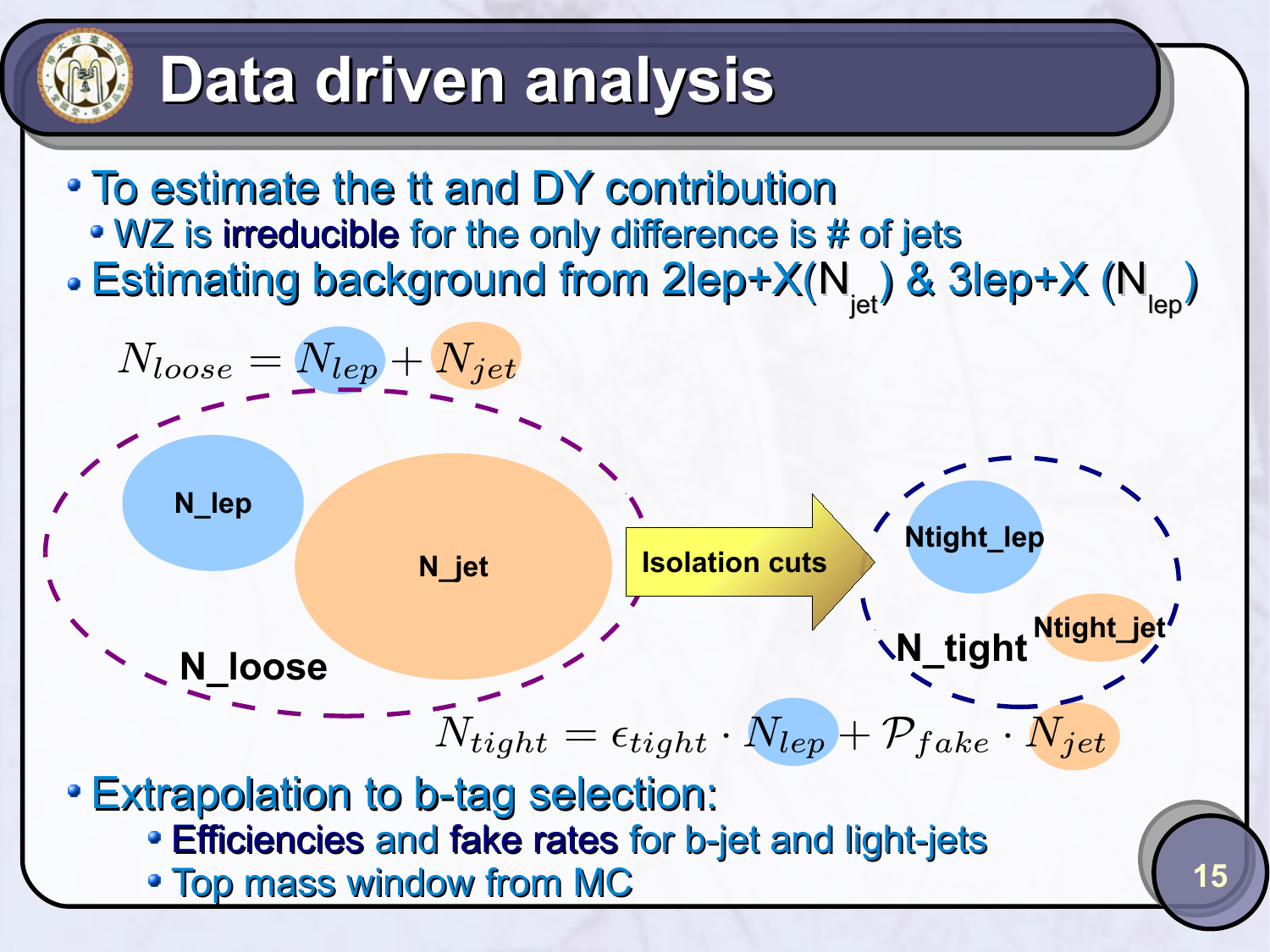# Data driven analysis

- To estimate the tt and DY contribution
  - WZ is irreducible for the only difference is # of jets
- Estimating background from 2lep+X($N_{jet}$) & 3lep+X ($N_{lep}$)

$$N_{loose} = N_{lep} + N_{jet}$$

N_lep

N_jet

N_loose

Isolation cuts

Ntight_lep

Ntight_jet

N_tight

$$N_{tight} = \epsilon_{tight} \cdot N_{lep} + \mathcal{P}_{fake} \cdot N_{jet}$$

- Extrapolation to b-tag selection:
  - Efficiencies and fake rates for b-jet and light-jets
  - Top mass window from MC